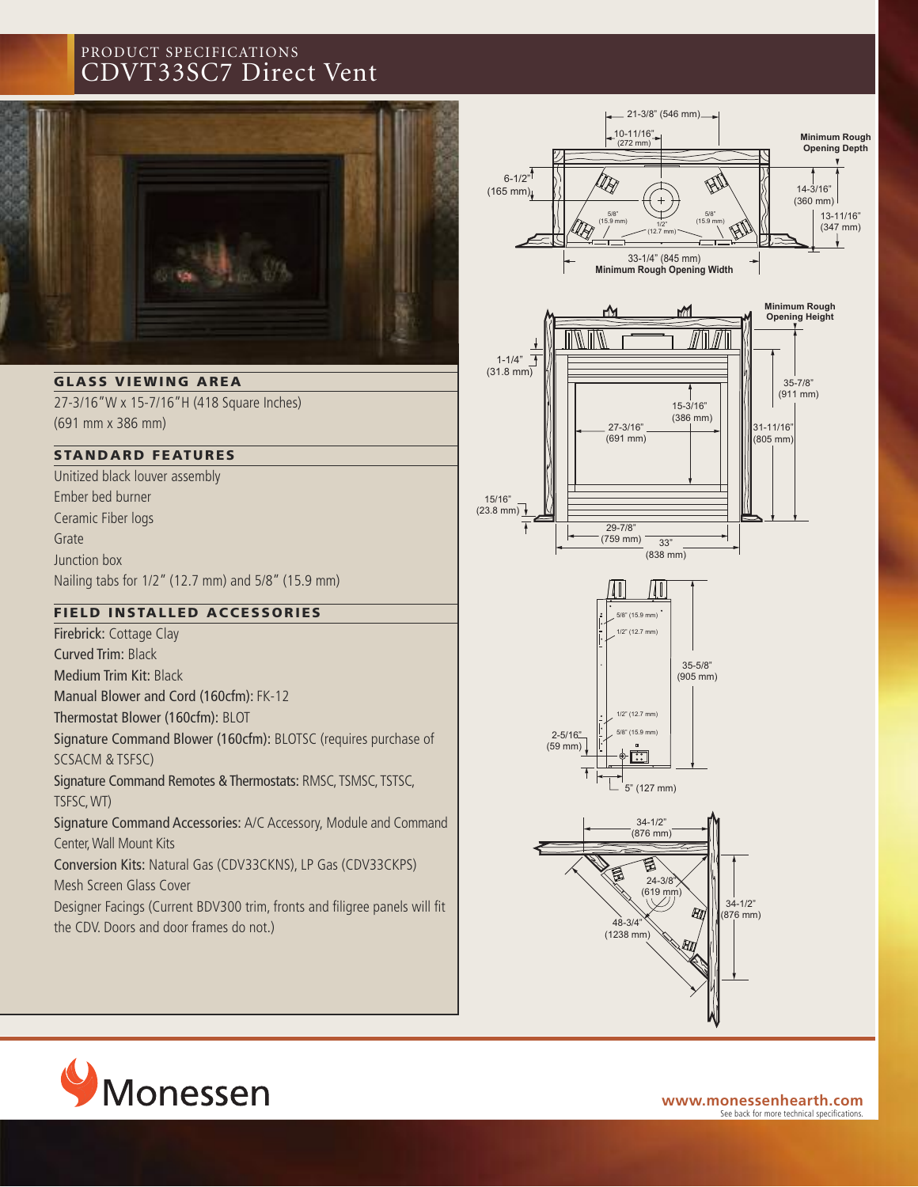# PRODUCT SPECIFICATIONS
# CDVT33SC7 Direct Vent

## GLASS VIEWING AREA

27-3/16"W x 15-7/16"H (418 Square Inches)
(691 mm x 386 mm)

## STANDARD FEATURES

Unitized black louver assembly
Ember bed burner
Ceramic Fiber logs
Grate
Junction box
Nailing tabs for 1/2" (12.7 mm) and 5/8" (15.9 mm)

## FIELD INSTALLED ACCESSORIES

Firebrick: Cottage Clay
Curved Trim: Black
Medium Trim Kit: Black
Manual Blower and Cord (160cfm): FK-12
Thermostat Blower (160cfm): BLOT
Signature Command Blower (160cfm): BLOTSC (requires purchase of SCSACM & TSFSC)
Signature Command Remotes & Thermostats: RMSC, TSMSC, TSTSC, TSFSC, WT)
Signature Command Accessories: A/C Accessory, Module and Command Center, Wall Mount Kits
Conversion Kits: Natural Gas (CDV33CKNS), LP Gas (CDV33CKPS)
Mesh Screen Glass Cover
Designer Facings (Current BDV300 trim, fronts and filigree panels will fit the CDV. Doors and door frames do not.)

21-3/8" (546 mm)
10-11/16" (272 mm)
6-1/2" (165 mm)
5/8" (15.9 mm)
1/2" (12.7 mm)
5/8" (15.9 mm)
33-1/4" (845 mm)
Minimum Rough Opening Width
Minimum Rough Opening Depth
14-3/16" (360 mm)
13-11/16" (347 mm)

Minimum Rough Opening Height
1-1/4" (31.8 mm)
15-3/16" (386 mm)
27-3/16" (691 mm)
35-7/8" (911 mm)
31-11/16" (805 mm)
15/16" (23.8 mm)
29-7/8" (759 mm)
33" (838 mm)

5/8" (15.9 mm)
1/2" (12.7 mm)
35-5/8" (905 mm)
1/2" (12.7 mm)
5/8" (15.9 mm)
2-5/16" (59 mm)
5" (127 mm)

34-1/2" (876 mm)
24-3/8" (619 mm)
48-3/4" (1238 mm)
34-1/2" (876 mm)

Monessen

www.monessenhearth.com
See back for more technical specifications.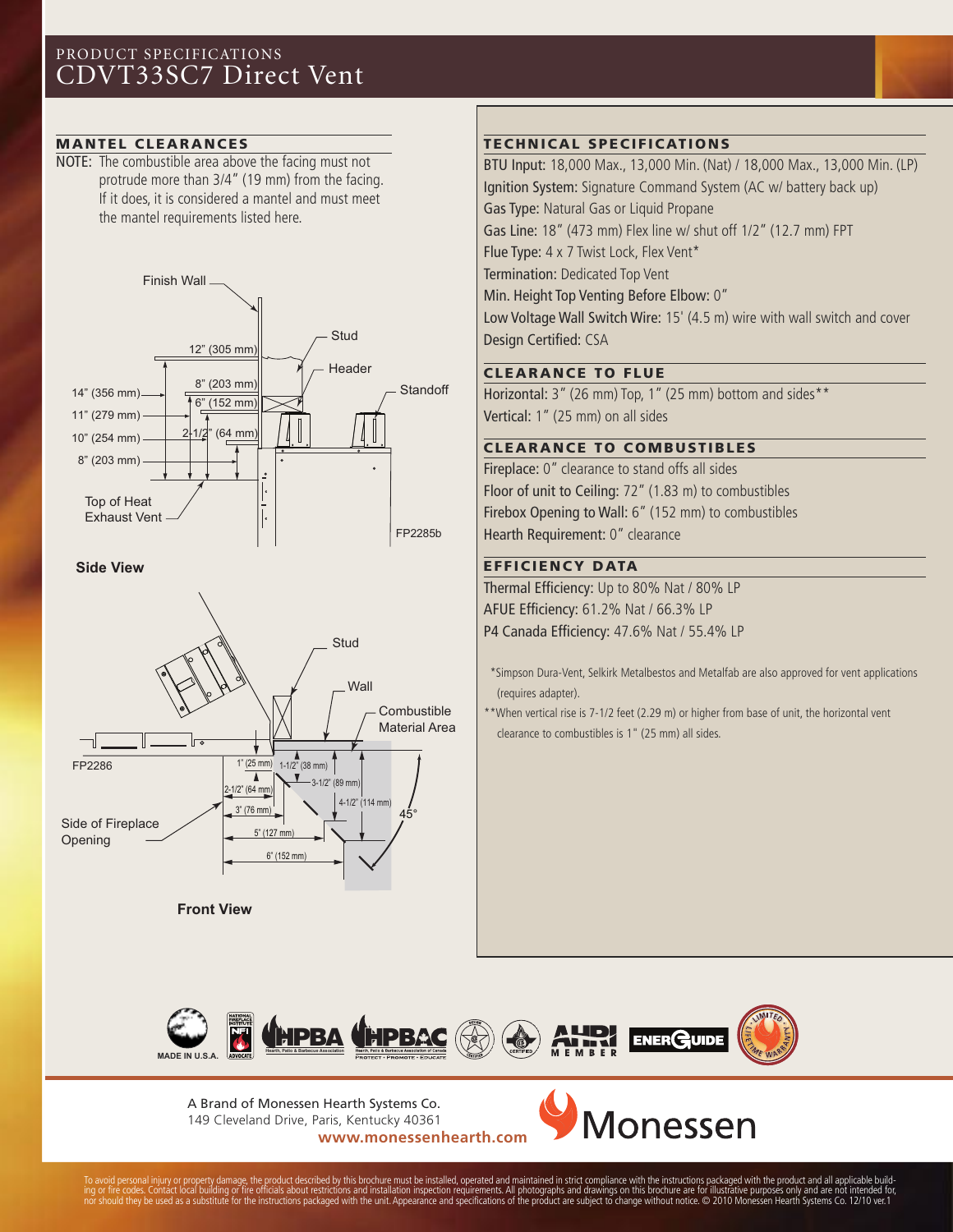PRODUCT SPECIFICATIONS

# CDVT33SC7 Direct Vent

## MANTEL CLEARANCES

NOTE: The combustible area above the facing must not protrude more than 3/4" (19 mm) from the facing. If it does, it is considered a mantel and must meet the mantel requirements listed here.

Finish Wall
Stud
Header
Standoff
12" (305 mm)
8" (203 mm)
6" (152 mm)
2-1/2" (64 mm)
14" (356 mm)
11" (279 mm)
10" (254 mm)
8" (203 mm)
Top of Heat Exhaust Vent
FP2285b

**Side View**

Stud
Wall
Combustible Material Area
FP2286
1" (25 mm)
1-1/2" (38 mm)
3-1/2" (89 mm)
2-1/2" (64 mm)
4-1/2" (114 mm)
45°
3" (76 mm)
5" (127 mm)
6" (152 mm)
Side of Fireplace Opening

**Front View**

## TECHNICAL SPECIFICATIONS

BTU Input: 18,000 Max., 13,000 Min. (Nat) / 18,000 Max., 13,000 Min. (LP)
Ignition System: Signature Command System (AC w/ battery back up)
Gas Type: Natural Gas or Liquid Propane
Gas Line: 18" (473 mm) Flex line w/ shut off 1/2" (12.7 mm) FPT
Flue Type: 4 x 7 Twist Lock, Flex Vent*
Termination: Dedicated Top Vent
Min. Height Top Venting Before Elbow: 0"
Low Voltage Wall Switch Wire: 15' (4.5 m) wire with wall switch and cover
Design Certified: CSA

## CLEARANCE TO FLUE

Horizontal: 3" (26 mm) Top, 1" (25 mm) bottom and sides**
Vertical: 1" (25 mm) on all sides

## CLEARANCE TO COMBUSTIBLES

Fireplace: 0" clearance to stand offs all sides
Floor of unit to Ceiling: 72" (1.83 m) to combustibles
Firebox Opening to Wall: 6" (152 mm) to combustibles
Hearth Requirement: 0" clearance

## EFFICIENCY DATA

Thermal Efficiency: Up to 80% Nat / 80% LP
AFUE Efficiency: 61.2% Nat / 66.3% LP
P4 Canada Efficiency: 47.6% Nat / 55.4% LP

*Simpson Dura-Vent, Selkirk Metalbestos and Metalfab are also approved for vent applications (requires adapter).

**When vertical rise is 7-1/2 feet (2.29 m) or higher from base of unit, the horizontal vent clearance to combustibles is 1" (25 mm) all sides.

MADE IN U.S.A.

A Brand of Monessen Hearth Systems Co.
149 Cleveland Drive, Paris, Kentucky 40361
www.monessenhearth.com

Monessen

To avoid personal injury or property damage, the product described by this brochure must be installed, operated and maintained in strict compliance with the instructions packaged with the product and all applicable building or fire codes. Contact local building or fire officials about restrictions and installation inspection requirements. All photographs and drawings on this brochure are for illustrative purposes only and are not intended for, nor should they be used as a substitute for the instructions packaged with the unit. Appearance and specifications of the product are subject to change without notice. © 2010 Monessen Hearth Systems Co. 12/10 ver.1